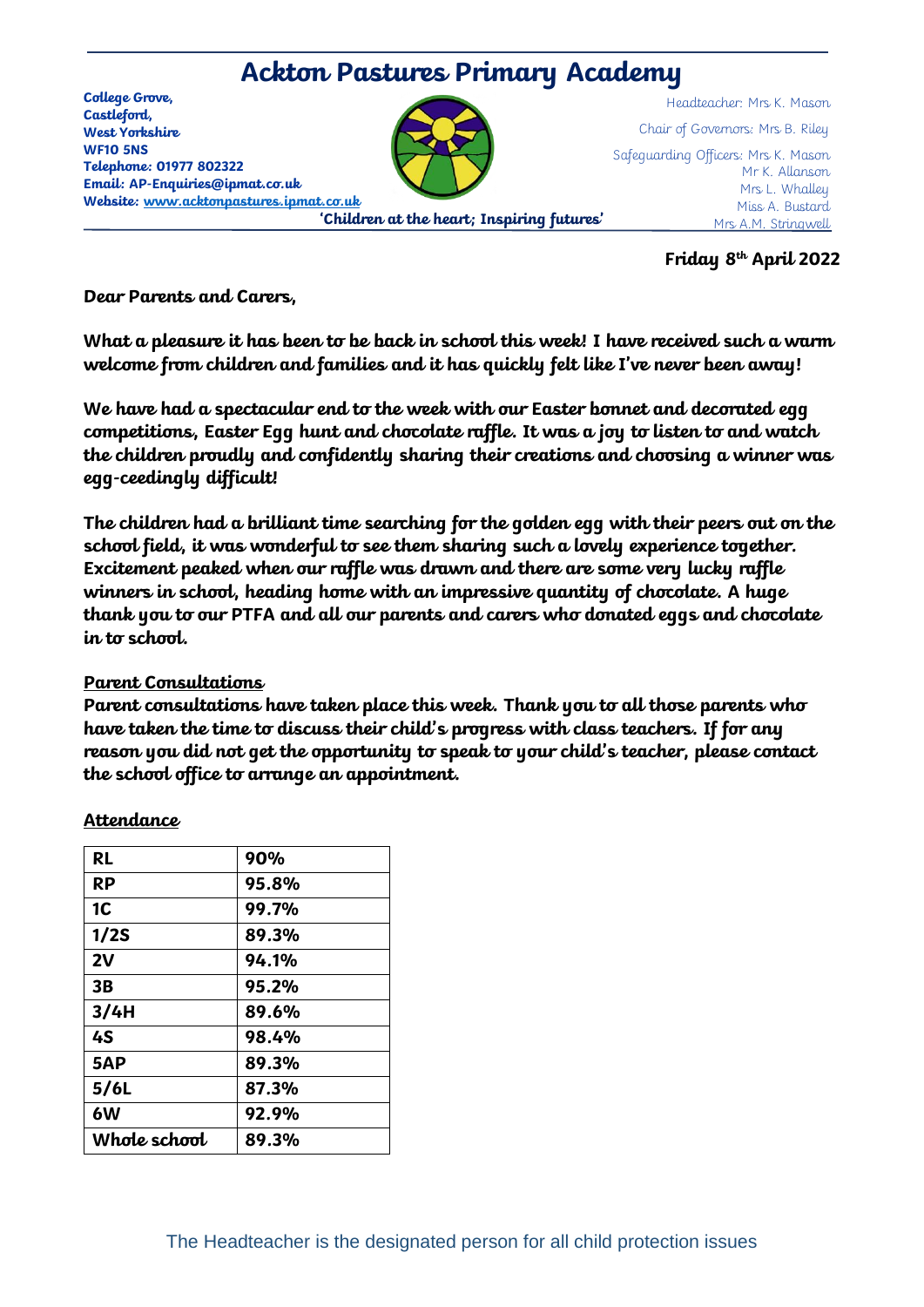# Ackton Pastures Primary Academy

**College Grove,**
**Castleford,**
**West Yorkshire**
**WF10 5NS**
**Telephone: 01977 802322**
**Email: AP-Enquiries@ipmat.co.uk**
**Website: www.acktonpastures.ipmat.co.uk**

Headteacher: Mrs K. Mason

Chair of Governors: Mrs B. Riley

Safeguarding Officers: Mrs K. Mason
Mr K. Allanson
Mrs L. Whalley
Miss A. Bustard
Mrs A.M. Stringwell

**'Children at the heart; Inspiring futures'**

**Friday 8th April 2022**

**Dear Parents and Carers,**

**What a pleasure it has been to be back in school this week! I have received such a warm welcome from children and families and it has quickly felt like I've never been away!**

**We have had a spectacular end to the week with our Easter bonnet and decorated egg competitions, Easter Egg hunt and chocolate raffle. It was a joy to listen to and watch the children proudly and confidently sharing their creations and choosing a winner was egg-ceedingly difficult!**

**The children had a brilliant time searching for the golden egg with their peers out on the school field, it was wonderful to see them sharing such a lovely experience together. Excitement peaked when our raffle was drawn and there are some very lucky raffle winners in school, heading home with an impressive quantity of chocolate. A huge thank you to our PTFA and all our parents and carers who donated eggs and chocolate in to school.**

**Parent Consultations**

**Parent consultations have taken place this week. Thank you to all those parents who have taken the time to discuss their child's progress with class teachers. If for any reason you did not get the opportunity to speak to your child's teacher, please contact the school office to arrange an appointment.**

**Attendance**

| RL | 90% |
|---|---|
| RP | 95.8% |
| 1C | 99.7% |
| 1/2S | 89.3% |
| 2V | 94.1% |
| 3B | 95.2% |
| 3/4H | 89.6% |
| 4S | 98.4% |
| 5AP | 89.3% |
| 5/6L | 87.3% |
| 6W | 92.9% |
| Whole school | 89.3% |

The Headteacher is the designated person for all child protection issues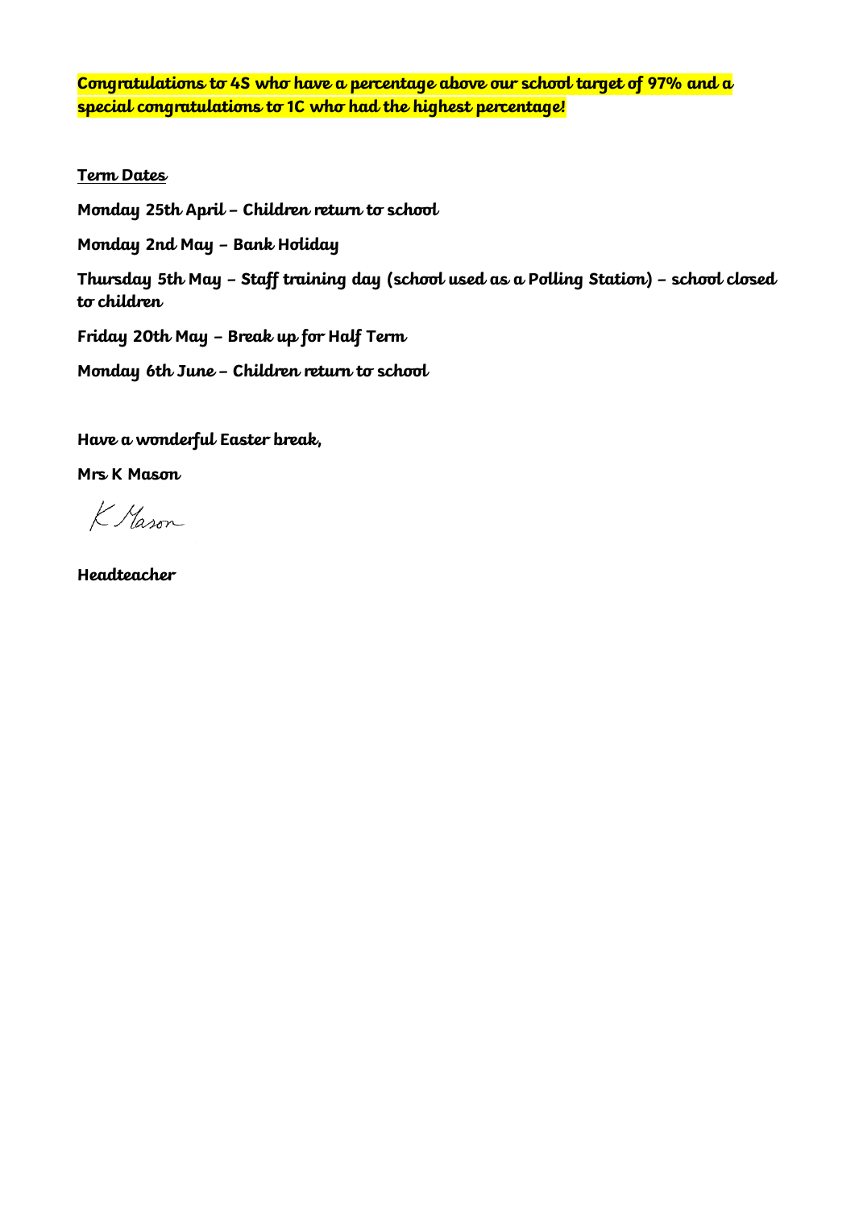**Congratulations to 4S who have a percentage above our school target of 97% and a special congratulations to 1C who had the highest percentage!**

**Term Dates**

**Monday 25th April – Children return to school**

**Monday 2nd May – Bank Holiday**

**Thursday 5th May – Staff training day (school used as a Polling Station) – school closed to children**

**Friday 20th May – Break up for Half Term**

**Monday 6th June – Children return to school**

**Have a wonderful Easter break,**

**Mrs K Mason**

K Mason

**Headteacher**